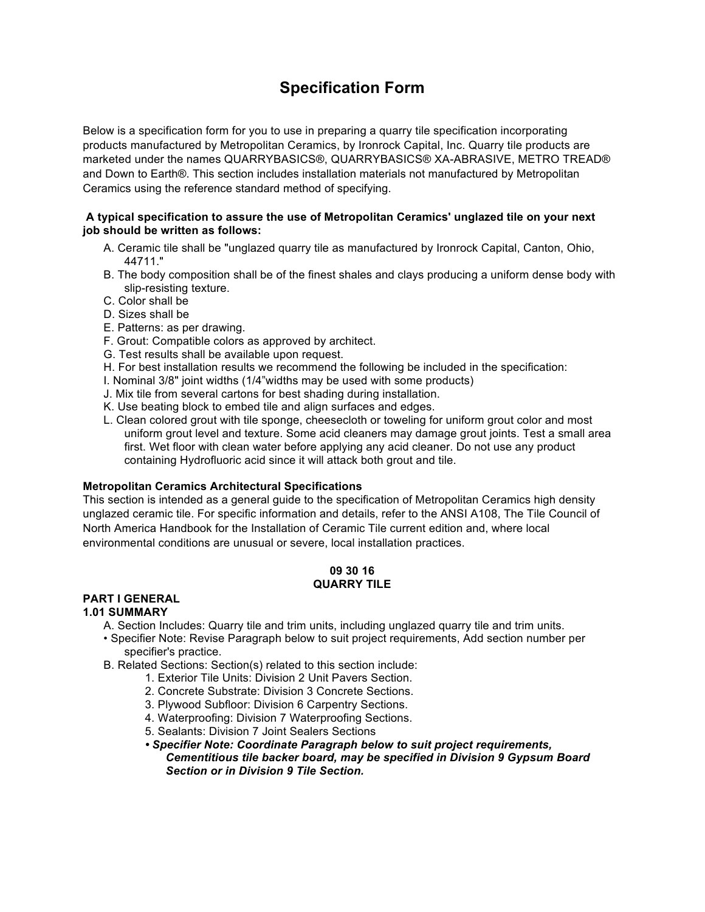# Specification Form

Below is a specification form for you to use in preparing a quarry tile specification incorporating products manufactured by Metropolitan Ceramics, by Ironrock Capital, Inc. Quarry tile products are marketed under the names QUARRYBASICS®, QUARRYBASICS® XA-ABRASIVE, METRO TREAD® and Down to Earth®. This section includes installation materials not manufactured by Metropolitan Ceramics using the reference standard method of specifying.

**A typical specification to assure the use of Metropolitan Ceramics' unglazed tile on your next job should be written as follows:**

A. Ceramic tile shall be "unglazed quarry tile as manufactured by Ironrock Capital, Canton, Ohio, 44711."
B. The body composition shall be of the finest shales and clays producing a uniform dense body with slip-resisting texture.
C. Color shall be
D. Sizes shall be
E. Patterns: as per drawing.
F. Grout: Compatible colors as approved by architect.
G. Test results shall be available upon request.
H. For best installation results we recommend the following be included in the specification:
I. Nominal 3/8" joint widths (1/4"widths may be used with some products)
J. Mix tile from several cartons for best shading during installation.
K. Use beating block to embed tile and align surfaces and edges.
L. Clean colored grout with tile sponge, cheesecloth or toweling for uniform grout color and most uniform grout level and texture. Some acid cleaners may damage grout joints. Test a small area first. Wet floor with clean water before applying any acid cleaner. Do not use any product containing Hydrofluoric acid since it will attack both grout and tile.

**Metropolitan Ceramics Architectural Specifications**
This section is intended as a general guide to the specification of Metropolitan Ceramics high density unglazed ceramic tile. For specific information and details, refer to the ANSI A108, The Tile Council of North America Handbook for the Installation of Ceramic Tile current edition and, where local environmental conditions are unusual or severe, local installation practices.

## 09 30 16
## QUARRY TILE

### PART I GENERAL
#### 1.01 SUMMARY

A. Section Includes: Quarry tile and trim units, including unglazed quarry tile and trim units.
• Specifier Note: Revise Paragraph below to suit project requirements, Add section number per specifier's practice.
B. Related Sections: Section(s) related to this section include:
  1. Exterior Tile Units: Division 2 Unit Pavers Section.
  2. Concrete Substrate: Division 3 Concrete Sections.
  3. Plywood Subfloor: Division 6 Carpentry Sections.
  4. Waterproofing: Division 7 Waterproofing Sections.
  5. Sealants: Division 7 Joint Sealers Sections
  ***• Specifier Note: Coordinate Paragraph below to suit project requirements, Cementitious tile backer board, may be specified in Division 9 Gypsum Board Section or in Division 9 Tile Section.***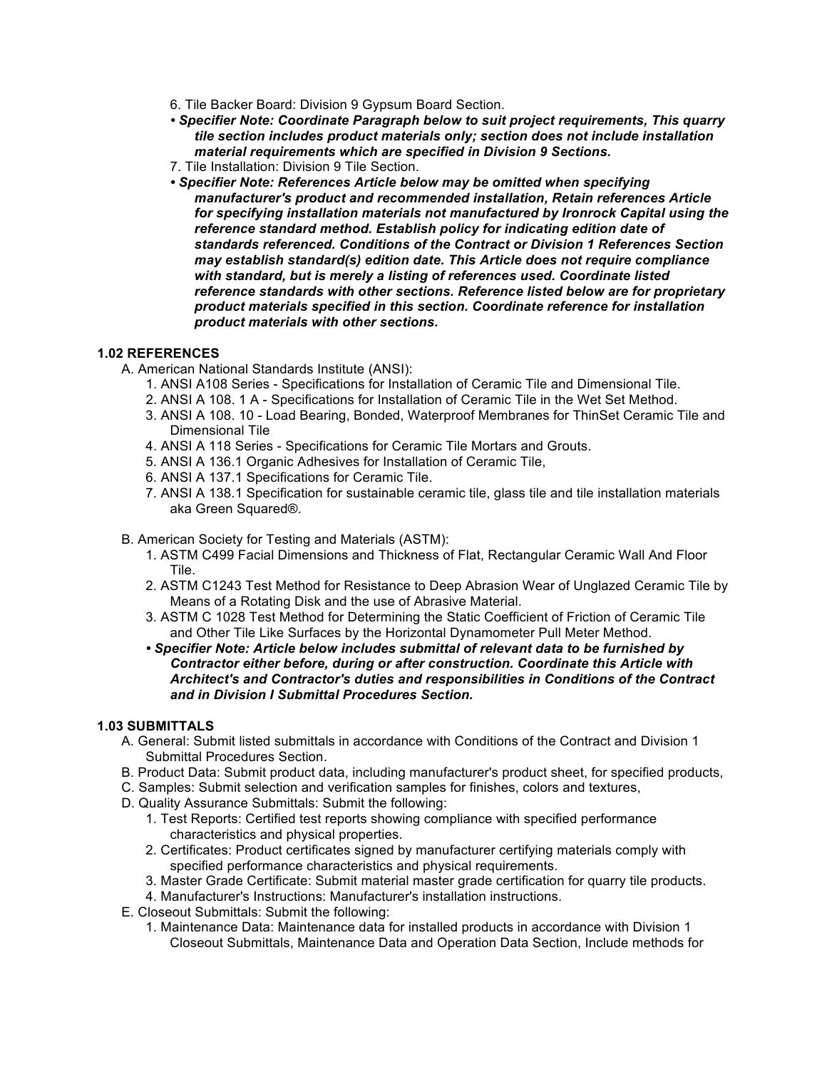6. Tile Backer Board: Division 9 Gypsum Board Section.

***• Specifier Note: Coordinate Paragraph below to suit project requirements, This quarry tile section includes product materials only; section does not include installation material requirements which are specified in Division 9 Sections.***

7. Tile Installation: Division 9 Tile Section.

***• Specifier Note: References Article below may be omitted when specifying manufacturer's product and recommended installation, Retain references Article for specifying installation materials not manufactured by Ironrock Capital using the reference standard method. Establish policy for indicating edition date of standards referenced. Conditions of the Contract or Division 1 References Section may establish standard(s) edition date. This Article does not require compliance with standard, but is merely a listing of references used. Coordinate listed reference standards with other sections. Reference listed below are for proprietary product materials specified in this section. Coordinate reference for installation product materials with other sections.***

### 1.02 REFERENCES

A. American National Standards Institute (ANSI):
   1. ANSI A108 Series - Specifications for Installation of Ceramic Tile and Dimensional Tile.
   2. ANSI A 108. 1 A - Specifications for Installation of Ceramic Tile in the Wet Set Method.
   3. ANSI A 108. 10 - Load Bearing, Bonded, Waterproof Membranes for ThinSet Ceramic Tile and Dimensional Tile
   4. ANSI A 118 Series - Specifications for Ceramic Tile Mortars and Grouts.
   5. ANSI A 136.1 Organic Adhesives for Installation of Ceramic Tile,
   6. ANSI A 137.1 Specifications for Ceramic Tile.
   7. ANSI A 138.1 Specification for sustainable ceramic tile, glass tile and tile installation materials aka Green Squared®.

B. American Society for Testing and Materials (ASTM):
   1. ASTM C499 Facial Dimensions and Thickness of Flat, Rectangular Ceramic Wall And Floor Tile.
   2. ASTM C1243 Test Method for Resistance to Deep Abrasion Wear of Unglazed Ceramic Tile by Means of a Rotating Disk and the use of Abrasive Material.
   3. ASTM C 1028 Test Method for Determining the Static Coefficient of Friction of Ceramic Tile and Other Tile Like Surfaces by the Horizontal Dynamometer Pull Meter Method.

***• Specifier Note: Article below includes submittal of relevant data to be furnished by Contractor either before, during or after construction. Coordinate this Article with Architect's and Contractor's duties and responsibilities in Conditions of the Contract and in Division I Submittal Procedures Section.***

### 1.03 SUBMITTALS

A. General: Submit listed submittals in accordance with Conditions of the Contract and Division 1 Submittal Procedures Section.

B. Product Data: Submit product data, including manufacturer's product sheet, for specified products,

C. Samples: Submit selection and verification samples for finishes, colors and textures,

D. Quality Assurance Submittals: Submit the following:
   1. Test Reports: Certified test reports showing compliance with specified performance characteristics and physical properties.
   2. Certificates: Product certificates signed by manufacturer certifying materials comply with specified performance characteristics and physical requirements.
   3. Master Grade Certificate: Submit material master grade certification for quarry tile products.
   4. Manufacturer's Instructions: Manufacturer's installation instructions.

E. Closeout Submittals: Submit the following:
   1. Maintenance Data: Maintenance data for installed products in accordance with Division 1 Closeout Submittals, Maintenance Data and Operation Data Section, Include methods for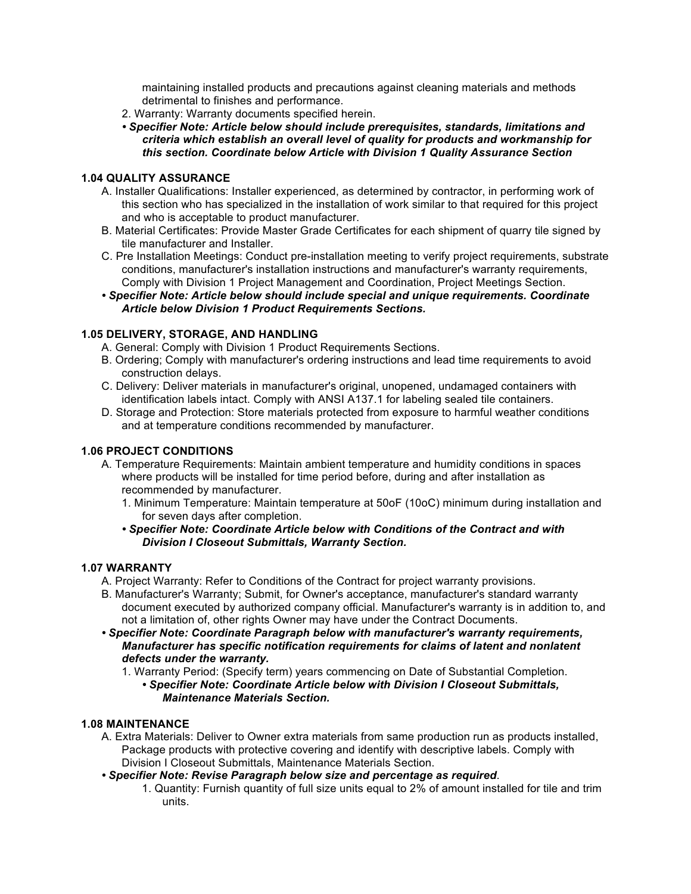maintaining installed products and precautions against cleaning materials and methods detrimental to finishes and performance.

2. Warranty: Warranty documents specified herein.

***• Specifier Note: Article below should include prerequisites, standards, limitations and criteria which establish an overall level of quality for products and workmanship for this section. Coordinate below Article with Division 1 Quality Assurance Section***

**1.04 QUALITY ASSURANCE**

A. Installer Qualifications: Installer experienced, as determined by contractor, in performing work of this section who has specialized in the installation of work similar to that required for this project and who is acceptable to product manufacturer.

B. Material Certificates: Provide Master Grade Certificates for each shipment of quarry tile signed by tile manufacturer and Installer.

C. Pre Installation Meetings: Conduct pre-installation meeting to verify project requirements, substrate conditions, manufacturer's installation instructions and manufacturer's warranty requirements, Comply with Division 1 Project Management and Coordination, Project Meetings Section.

***• Specifier Note: Article below should include special and unique requirements. Coordinate Article below Division 1 Product Requirements Sections.***

**1.05 DELIVERY, STORAGE, AND HANDLING**

A. General: Comply with Division 1 Product Requirements Sections.

B. Ordering; Comply with manufacturer's ordering instructions and lead time requirements to avoid construction delays.

C. Delivery: Deliver materials in manufacturer's original, unopened, undamaged containers with identification labels intact. Comply with ANSI A137.1 for labeling sealed tile containers.

D. Storage and Protection: Store materials protected from exposure to harmful weather conditions and at temperature conditions recommended by manufacturer.

**1.06 PROJECT CONDITIONS**

A. Temperature Requirements: Maintain ambient temperature and humidity conditions in spaces where products will be installed for time period before, during and after installation as recommended by manufacturer.

1. Minimum Temperature: Maintain temperature at 50oF (10oC) minimum during installation and for seven days after completion.

***• Specifier Note: Coordinate Article below with Conditions of the Contract and with Division I Closeout Submittals, Warranty Section.***

**1.07 WARRANTY**

A. Project Warranty: Refer to Conditions of the Contract for project warranty provisions.

B. Manufacturer's Warranty; Submit, for Owner's acceptance, manufacturer's standard warranty document executed by authorized company official. Manufacturer's warranty is in addition to, and not a limitation of, other rights Owner may have under the Contract Documents.

***• Specifier Note: Coordinate Paragraph below with manufacturer's warranty requirements, Manufacturer has specific notification requirements for claims of latent and nonlatent defects under the warranty.***

1. Warranty Period: (Specify term) years commencing on Date of Substantial Completion.

***• Specifier Note: Coordinate Article below with Division I Closeout Submittals, Maintenance Materials Section.***

**1.08 MAINTENANCE**

A. Extra Materials: Deliver to Owner extra materials from same production run as products installed, Package products with protective covering and identify with descriptive labels. Comply with Division I Closeout Submittals, Maintenance Materials Section.

***• Specifier Note: Revise Paragraph below size and percentage as required***.

1. Quantity: Furnish quantity of full size units equal to 2% of amount installed for tile and trim units.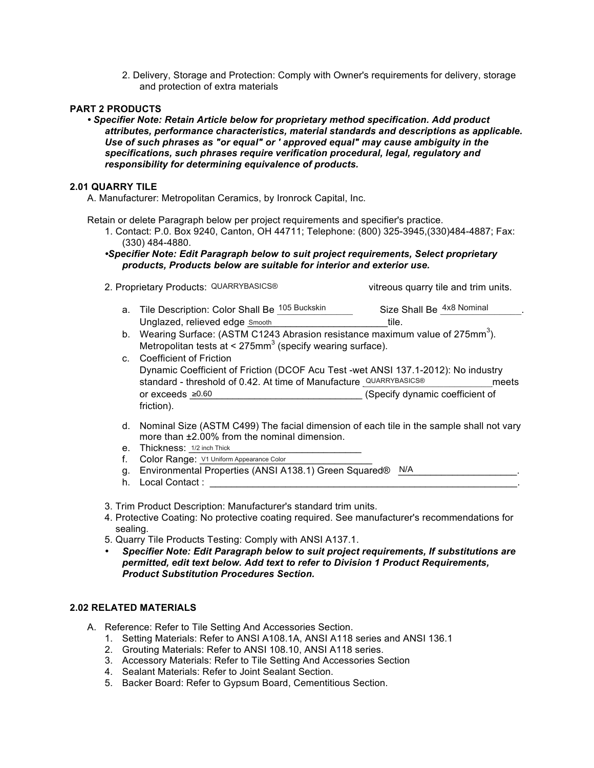2. Delivery, Storage and Protection: Comply with Owner's requirements for delivery, storage and protection of extra materials

## PART 2 PRODUCTS

- ***Specifier Note: Retain Article below for proprietary method specification. Add product attributes, performance characteristics, material standards and descriptions as applicable. Use of such phrases as "or equal" or ' approved equal" may cause ambiguity in the specifications, such phrases require verification procedural, legal, regulatory and responsibility for determining equivalence of products.***

### 2.01 QUARRY TILE

A. Manufacturer: Metropolitan Ceramics, by Ironrock Capital, Inc.

Retain or delete Paragraph below per project requirements and specifier's practice.

1. Contact: P.0. Box 9240, Canton, OH 44711; Telephone: (800) 325-3945,(330)484-4887; Fax: (330) 484-4880.

•***Specifier Note: Edit Paragraph below to suit project requirements, Select proprietary products, Products below are suitable for interior and exterior use.***

2. Proprietary Products: QUARRYBASICS® vitreous quarry tile and trim units.
   a. Tile Description: Color Shall Be 105 Buckskin Size Shall Be 4x8 Nominal. Unglazed, relieved edge Smooth tile.
   b. Wearing Surface: (ASTM C1243 Abrasion resistance maximum value of 275mm$^3$). Metropolitan tests at < 275mm$^3$ (specify wearing surface).
   c. Coefficient of Friction Dynamic Coefficient of Friction (DCOF Acu Test -wet ANSI 137.1-2012): No industry standard - threshold of 0.42. At time of Manufacture QUARRYBASICS® meets or exceeds ≥0.60 (Specify dynamic coefficient of friction).
   d. Nominal Size (ASTM C499) The facial dimension of each tile in the sample shall not vary more than ±2.00% from the nominal dimension.
   e. Thickness: 1/2 inch Thick
   f. Color Range: V1 Uniform Appearance Color
   g. Environmental Properties (ANSI A138.1) Green Squared® N/A.
   h. Local Contact : ______.
3. Trim Product Description: Manufacturer's standard trim units.
4. Protective Coating: No protective coating required. See manufacturer's recommendations for sealing.
5. Quarry Tile Products Testing: Comply with ANSI A137.1.

- ***Specifier Note: Edit Paragraph below to suit project requirements, If substitutions are permitted, edit text below. Add text to refer to Division 1 Product Requirements, Product Substitution Procedures Section.***

### 2.02 RELATED MATERIALS

A. Reference: Refer to Tile Setting And Accessories Section.

1. Setting Materials: Refer to ANSI A108.1A, ANSI A118 series and ANSI 136.1
2. Grouting Materials: Refer to ANSI 108.10, ANSI A118 series.
3. Accessory Materials: Refer to Tile Setting And Accessories Section
4. Sealant Materials: Refer to Joint Sealant Section.
5. Backer Board: Refer to Gypsum Board, Cementitious Section.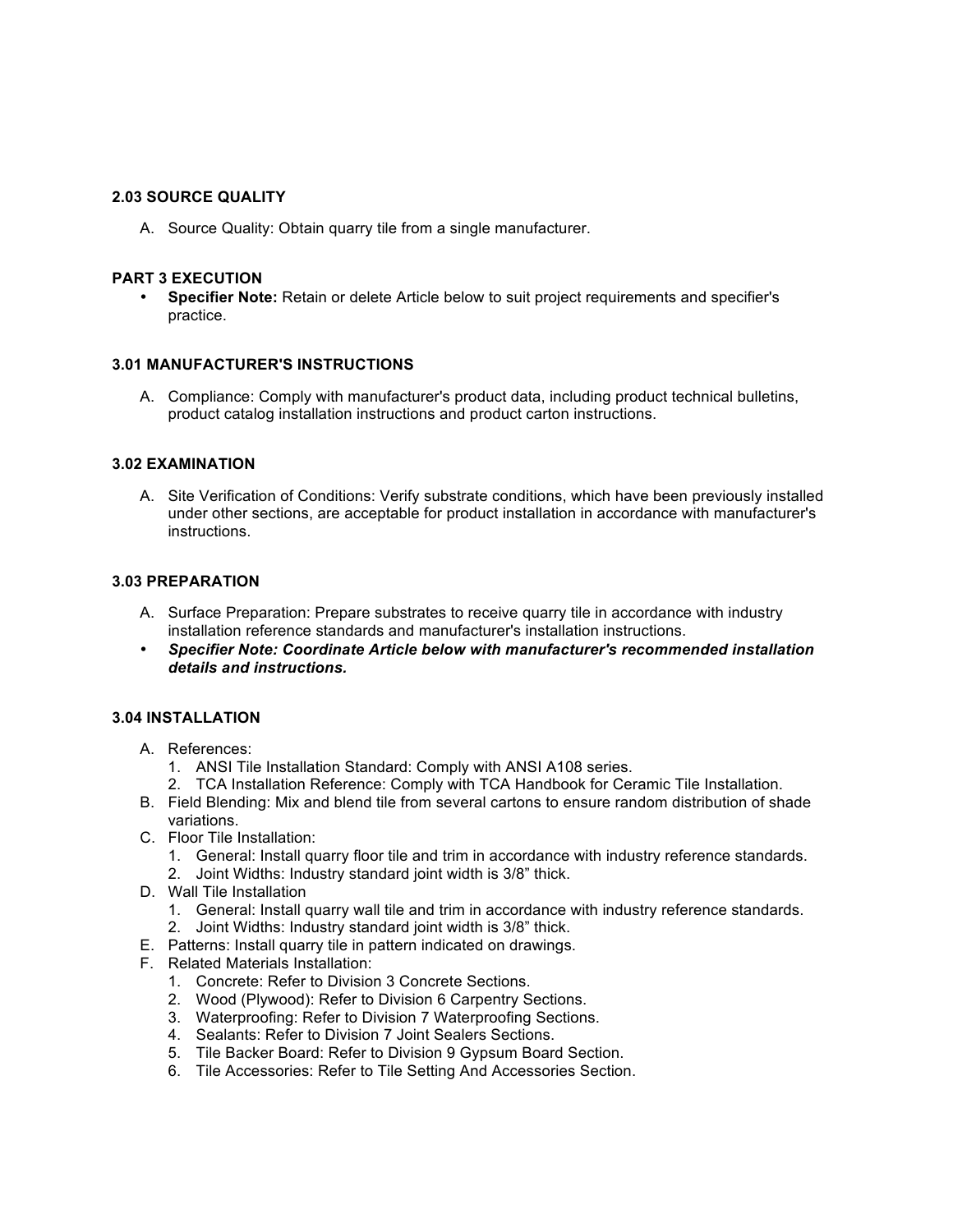### 2.03 SOURCE QUALITY

A. Source Quality: Obtain quarry tile from a single manufacturer.

## PART 3 EXECUTION

- **Specifier Note:** Retain or delete Article below to suit project requirements and specifier's practice.

### 3.01 MANUFACTURER'S INSTRUCTIONS

A. Compliance: Comply with manufacturer's product data, including product technical bulletins, product catalog installation instructions and product carton instructions.

### 3.02 EXAMINATION

A. Site Verification of Conditions: Verify substrate conditions, which have been previously installed under other sections, are acceptable for product installation in accordance with manufacturer's instructions.

### 3.03 PREPARATION

A. Surface Preparation: Prepare substrates to receive quarry tile in accordance with industry installation reference standards and manufacturer's installation instructions.

- ***Specifier Note: Coordinate Article below with manufacturer's recommended installation details and instructions.***

### 3.04 INSTALLATION

A. References:
   1. ANSI Tile Installation Standard: Comply with ANSI A108 series.
   2. TCA Installation Reference: Comply with TCA Handbook for Ceramic Tile Installation.

B. Field Blending: Mix and blend tile from several cartons to ensure random distribution of shade variations.

C. Floor Tile Installation:
   1. General: Install quarry floor tile and trim in accordance with industry reference standards.
   2. Joint Widths: Industry standard joint width is 3/8" thick.

D. Wall Tile Installation
   1. General: Install quarry wall tile and trim in accordance with industry reference standards.
   2. Joint Widths: Industry standard joint width is 3/8" thick.

E. Patterns: Install quarry tile in pattern indicated on drawings.

F. Related Materials Installation:
   1. Concrete: Refer to Division 3 Concrete Sections.
   2. Wood (Plywood): Refer to Division 6 Carpentry Sections.
   3. Waterproofing: Refer to Division 7 Waterproofing Sections.
   4. Sealants: Refer to Division 7 Joint Sealers Sections.
   5. Tile Backer Board: Refer to Division 9 Gypsum Board Section.
   6. Tile Accessories: Refer to Tile Setting And Accessories Section.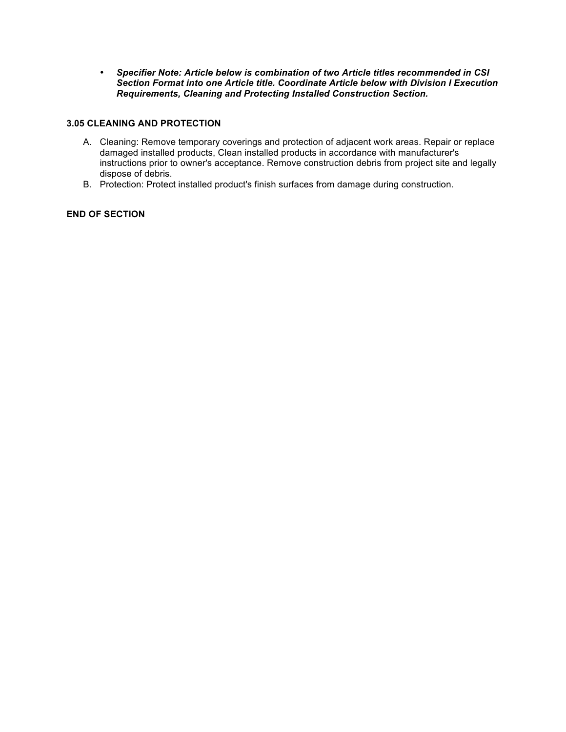- ***Specifier Note: Article below is combination of two Article titles recommended in CSI Section Format into one Article title. Coordinate Article below with Division I Execution Requirements, Cleaning and Protecting Installed Construction Section.***

**3.05 CLEANING AND PROTECTION**

A. Cleaning: Remove temporary coverings and protection of adjacent work areas. Repair or replace damaged installed products, Clean installed products in accordance with manufacturer's instructions prior to owner's acceptance. Remove construction debris from project site and legally dispose of debris.
B. Protection: Protect installed product's finish surfaces from damage during construction.

**END OF SECTION**